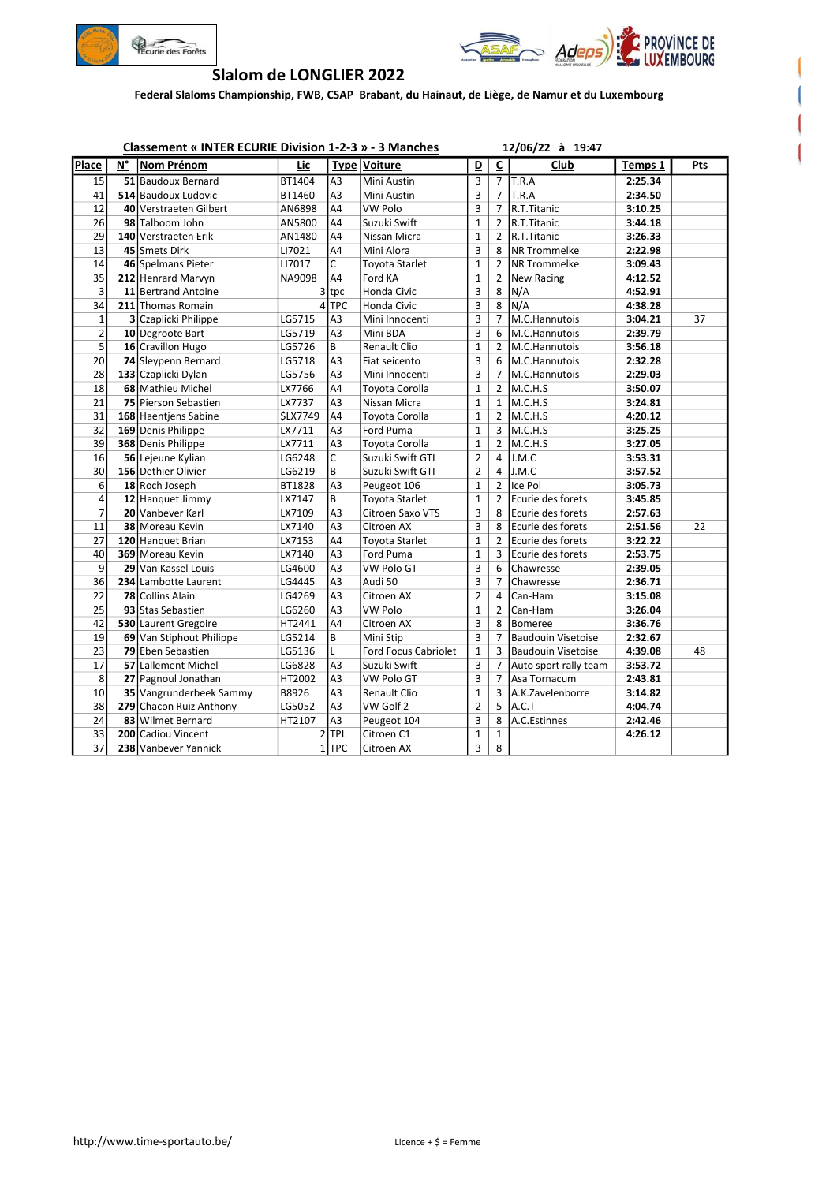# Slalom de LONGLIER 2022

**Federal Slaloms Championship, FWB, CSAP Brabant, du Hainaut, de Liège, de Namur et du Luxembourg**

**Classement « INTER ECURIE Division 1-2-3 » - 3 Manches** 12/06/22 à 19:47

| Place | N° | Nom Prénom | Lic | Type | Voiture | D | C | Club | Temps 1 | Pts |
|---|---|---|---|---|---|---|---|---|---|---|
| 15 | 51 | Baudoux Bernard | BT1404 | A3 | Mini Austin | 3 | 7 | T.R.A | 2:25.34 | |
| 41 | 514 | Baudoux Ludovic | BT1460 | A3 | Mini Austin | 3 | 7 | T.R.A | 2:34.50 | |
| 12 | 40 | Verstraeten Gilbert | AN6898 | A4 | VW Polo | 3 | 7 | R.T.Titanic | 3:10.25 | |
| 26 | 98 | Talboom John | AN5800 | A4 | Suzuki Swift | 1 | 2 | R.T.Titanic | 3:44.18 | |
| 29 | 140 | Verstraeten Erik | AN1480 | A4 | Nissan Micra | 1 | 2 | R.T.Titanic | 3:26.33 | |
| 13 | 45 | Smets Dirk | LI7021 | A4 | Mini Alora | 3 | 8 | NR Trommelke | 2:22.98 | |
| 14 | 46 | Spelmans Pieter | LI7017 | C | Toyota Starlet | 1 | 2 | NR Trommelke | 3:09.43 | |
| 35 | 212 | Henrard Marvyn | NA9098 | A4 | Ford KA | 1 | 2 | New Racing | 4:12.52 | |
| 3 | 11 | Bertrand Antoine | 3 | tpc | Honda Civic | 3 | 8 | N/A | 4:52.91 | |
| 34 | 211 | Thomas Romain | 4 | TPC | Honda Civic | 3 | 8 | N/A | 4:38.28 | |
| 1 | 3 | Czaplicki Philippe | LG5715 | A3 | Mini Innocenti | 3 | 7 | M.C.Hannutois | 3:04.21 | 37 |
| 2 | 10 | Degroote Bart | LG5719 | A3 | Mini BDA | 3 | 6 | M.C.Hannutois | 2:39.79 | |
| 5 | 16 | Cravillon Hugo | LG5726 | B | Renault Clio | 1 | 2 | M.C.Hannutois | 3:56.18 | |
| 20 | 74 | Sleypenn Bernard | LG5718 | A3 | Fiat seicento | 3 | 6 | M.C.Hannutois | 2:32.28 | |
| 28 | 133 | Czaplicki Dylan | LG5756 | A3 | Mini Innocenti | 3 | 7 | M.C.Hannutois | 2:29.03 | |
| 18 | 68 | Mathieu Michel | LX7766 | A4 | Toyota Corolla | 1 | 2 | M.C.H.S | 3:50.07 | |
| 21 | 75 | Pierson Sebastien | LX7737 | A3 | Nissan Micra | 1 | 1 | M.C.H.S | 3:24.81 | |
| 31 | 168 | Haentjens Sabine | $LX7749 | A4 | Toyota Corolla | 1 | 2 | M.C.H.S | 4:20.12 | |
| 32 | 169 | Denis Philippe | LX7711 | A3 | Ford Puma | 1 | 3 | M.C.H.S | 3:25.25 | |
| 39 | 368 | Denis Philippe | LX7711 | A3 | Toyota Corolla | 1 | 2 | M.C.H.S | 3:27.05 | |
| 16 | 56 | Lejeune Kylian | LG6248 | C | Suzuki Swift GTI | 2 | 4 | J.M.C | 3:53.31 | |
| 30 | 156 | Dethier Olivier | LG6219 | B | Suzuki Swift GTI | 2 | 4 | J.M.C | 3:57.52 | |
| 6 | 18 | Roch Joseph | BT1828 | A3 | Peugeot 106 | 1 | 2 | Ice Pol | 3:05.73 | |
| 4 | 12 | Hanquet Jimmy | LX7147 | B | Toyota Starlet | 1 | 2 | Ecurie des forets | 3:45.85 | |
| 7 | 20 | Vanbever Karl | LX7109 | A3 | Citroen Saxo VTS | 3 | 8 | Ecurie des forets | 2:57.63 | |
| 11 | 38 | Moreau Kevin | LX7140 | A3 | Citroen AX | 3 | 8 | Ecurie des forets | 2:51.56 | 22 |
| 27 | 120 | Hanquet Brian | LX7153 | A4 | Toyota Starlet | 1 | 2 | Ecurie des forets | 3:22.22 | |
| 40 | 369 | Moreau Kevin | LX7140 | A3 | Ford Puma | 1 | 3 | Ecurie des forets | 2:53.75 | |
| 9 | 29 | Van Kassel Louis | LG4600 | A3 | VW Polo GT | 3 | 6 | Chawresse | 2:39.05 | |
| 36 | 234 | Lambotte Laurent | LG4445 | A3 | Audi 50 | 3 | 7 | Chawresse | 2:36.71 | |
| 22 | 78 | Collins Alain | LG4269 | A3 | Citroen AX | 2 | 4 | Can-Ham | 3:15.08 | |
| 25 | 93 | Stas Sebastien | LG6260 | A3 | VW Polo | 1 | 2 | Can-Ham | 3:26.04 | |
| 42 | 530 | Laurent Gregoire | HT2441 | A4 | Citroen AX | 3 | 8 | Bomeree | 3:36.76 | |
| 19 | 69 | Van Stiphout Philippe | LG5214 | B | Mini Stip | 3 | 7 | Baudouin Visetoise | 2:32.67 | |
| 23 | 79 | Eben Sebastien | LG5136 | L | Ford Focus Cabriolet | 1 | 3 | Baudouin Visetoise | 4:39.08 | 48 |
| 17 | 57 | Lallement Michel | LG6828 | A3 | Suzuki Swift | 3 | 7 | Auto sport rally team | 3:53.72 | |
| 8 | 27 | Pagnoul Jonathan | HT2002 | A3 | VW Polo GT | 3 | 7 | Asa Tornacum | 2:43.81 | |
| 10 | 35 | Vangrunderbeek Sammy | B8926 | A3 | Renault Clio | 1 | 3 | A.K.Zavelenborre | 3:14.82 | |
| 38 | 279 | Chacon Ruiz Anthony | LG5052 | A3 | VW Golf 2 | 2 | 5 | A.C.T | 4:04.74 | |
| 24 | 83 | Wilmet Bernard | HT2107 | A3 | Peugeot 104 | 3 | 8 | A.C.Estinnes | 2:42.46 | |
| 33 | 200 | Cadiou Vincent | 2 | TPL | Citroen C1 | 1 | 1 | | 4:26.12 | |
| 37 | 238 | Vanbever Yannick | 1 | TPC | Citroen AX | 3 | 8 | | | |

http://www.time-sportauto.be/

Licence + $ = Femme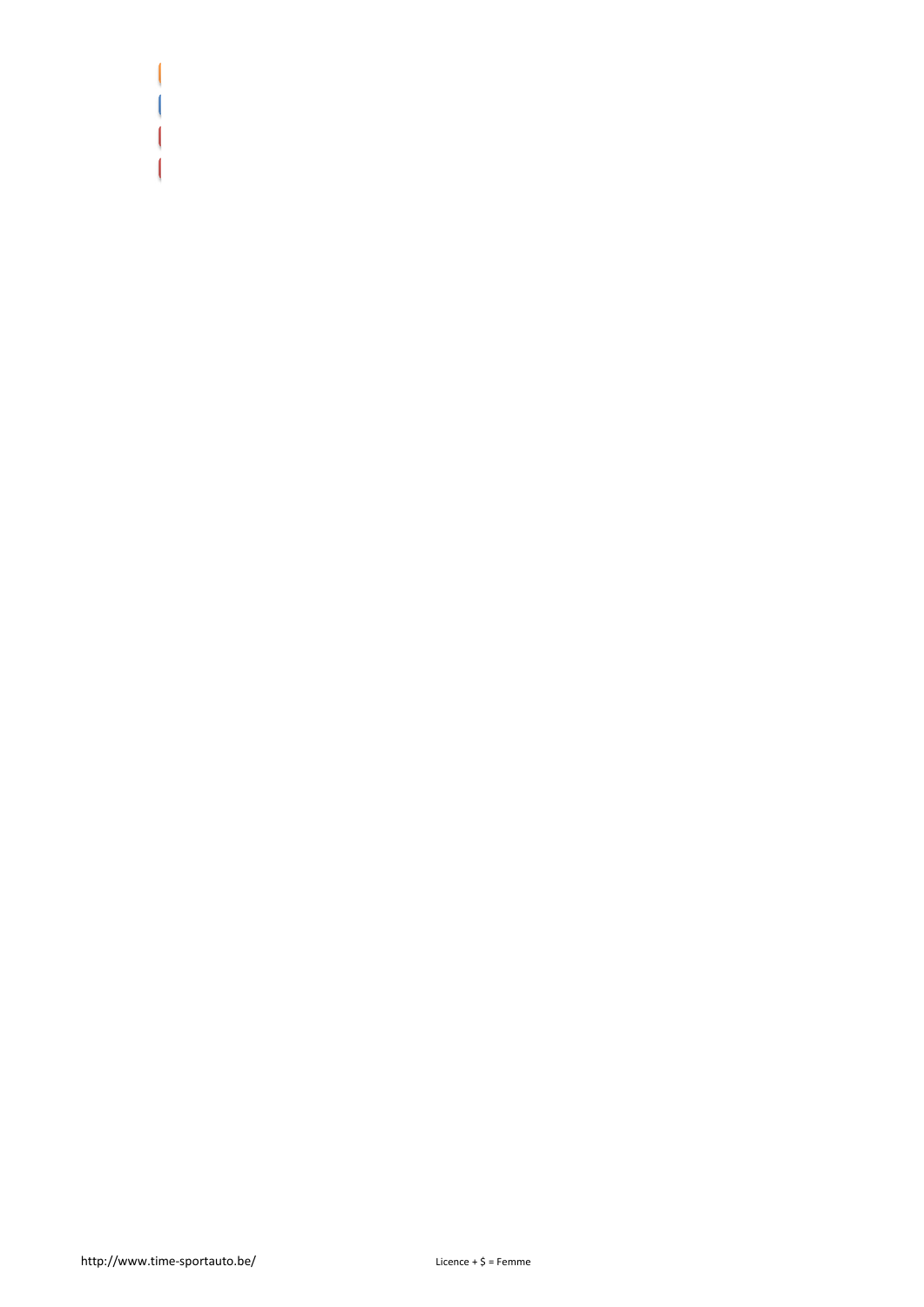http://www.time-sportauto.be/

Licence + $ = Femme